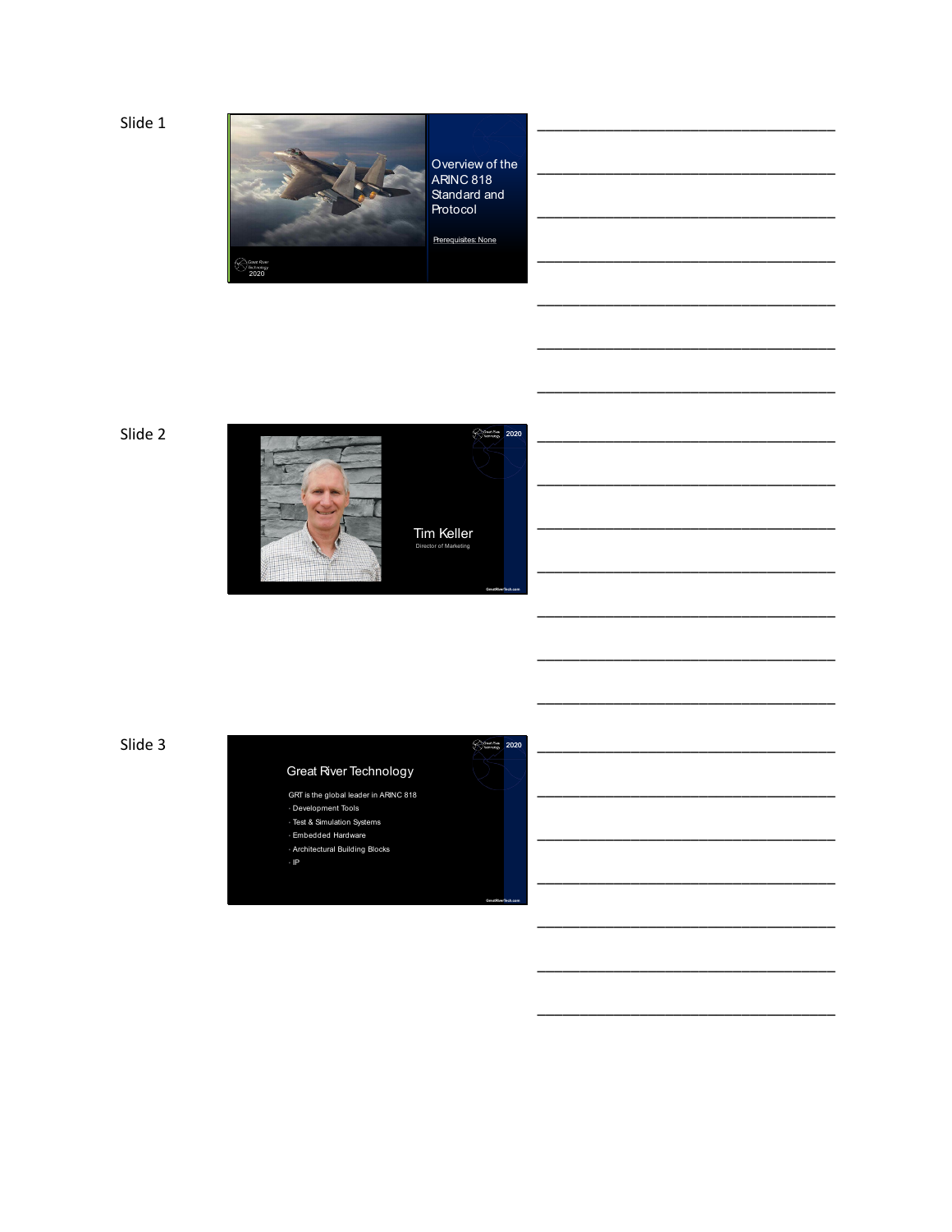Slide 1

Overview of the ARINC 818 Standard and Protocol

Prerequisites: None

Great River Technology 2020

Slide 2

Tim Keller

Director of Marketing

Slide 3

## Great River Technology

GRT is the global leader in ARINC 818

- Development Tools
- Test & Simulation Systems
- Embedded Hardware
- Architectural Building Blocks
- IP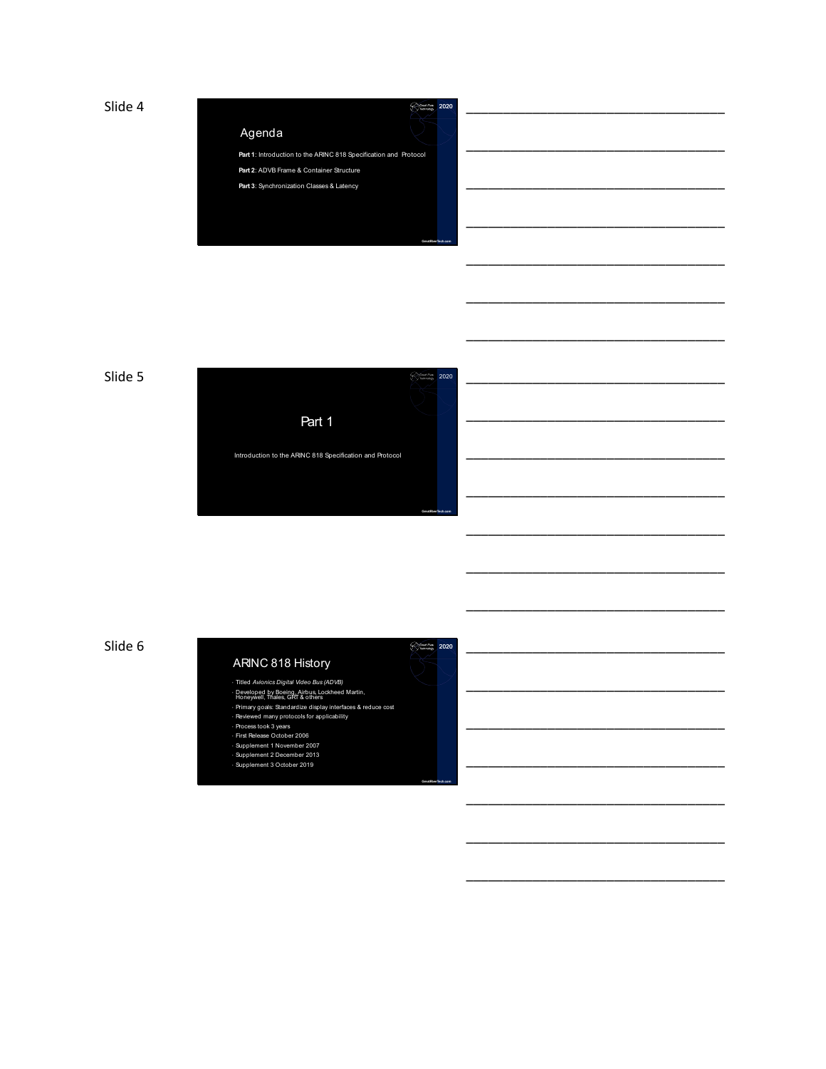Slide 4

## Agenda

**Part 1**: Introduction to the ARINC 818 Specification and Protocol

**Part 2**: ADVB Frame & Container Structure

**Part 3**: Synchronization Classes & Latency

Slide 5

## Part 1

Introduction to the ARINC 818 Specification and Protocol

Slide 6

## ARINC 818 History

- Titled *Avionics Digital Video Bus (ADVB)*
- Developed by Boeing, Airbus, Lockheed Martin, Honeywell, Thales, GRT & others
- Primary goals: Standardize display interfaces & reduce cost
- Reviewed many protocols for applicability
- Process took 3 years
- First Release October 2006
- Supplement 1 November 2007
- Supplement 2 December 2013
- Supplement 3 October 2019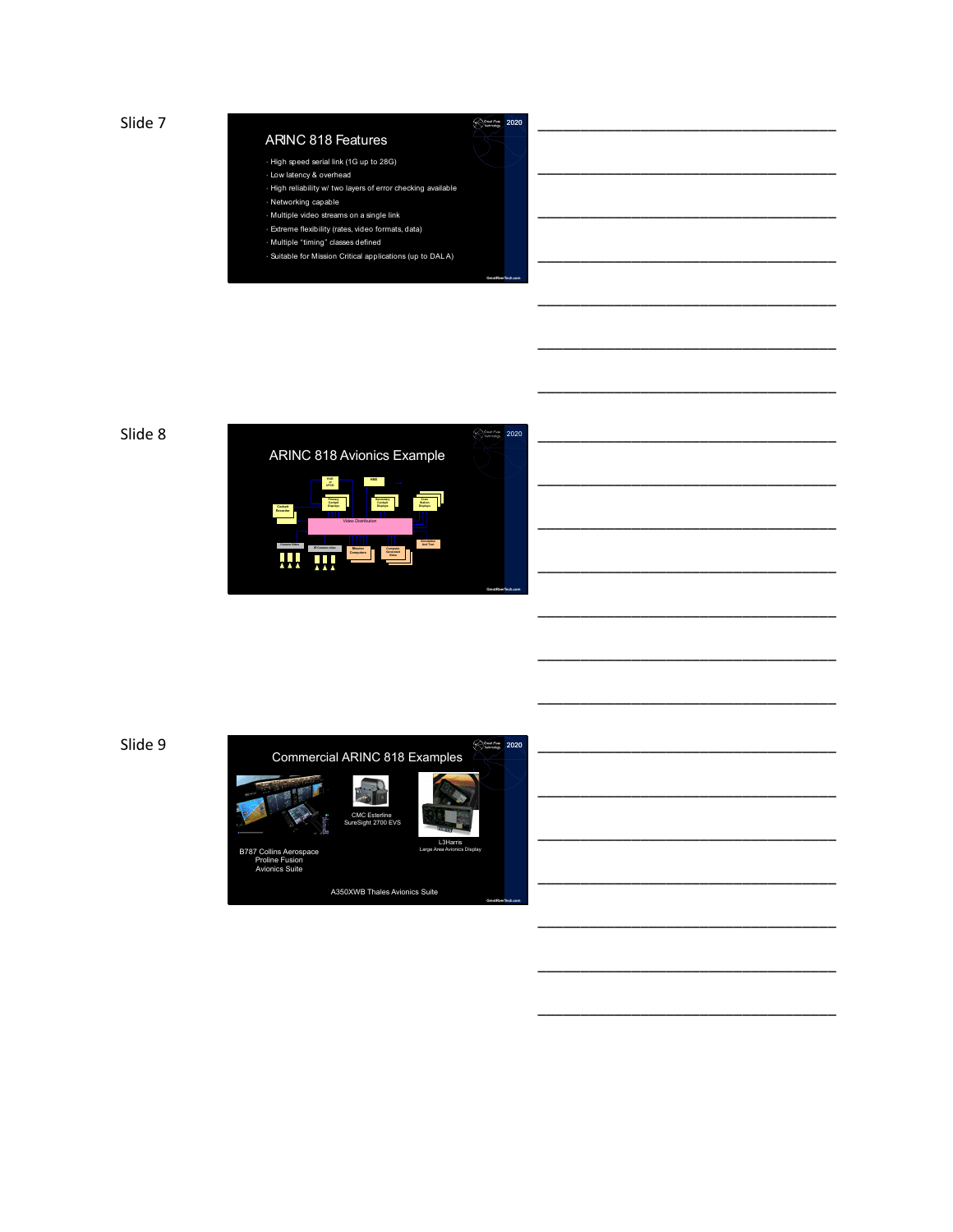Slide 7

## ARINC 818 Features

- High speed serial link (1G up to 28G)
- Low latency & overhead
- High reliability w/ two layers of error checking available
- Networking capable
- Multiple video streams on a single link
- Extreme flexibility (rates, video formats, data)
- Multiple "timing" classes defined
- Suitable for Mission Critical applications (up to DAL A)

Slide 8

## ARINC 818 Avionics Example

Slide 9

## Commercial ARINC 818 Examples

B787 Collins Aerospace Proline Fusion Avionics Suite

CMC Esterline SureSight 2700 EVS

L3Harris Large Area Avionics Display

A350XWB Thales Avionics Suite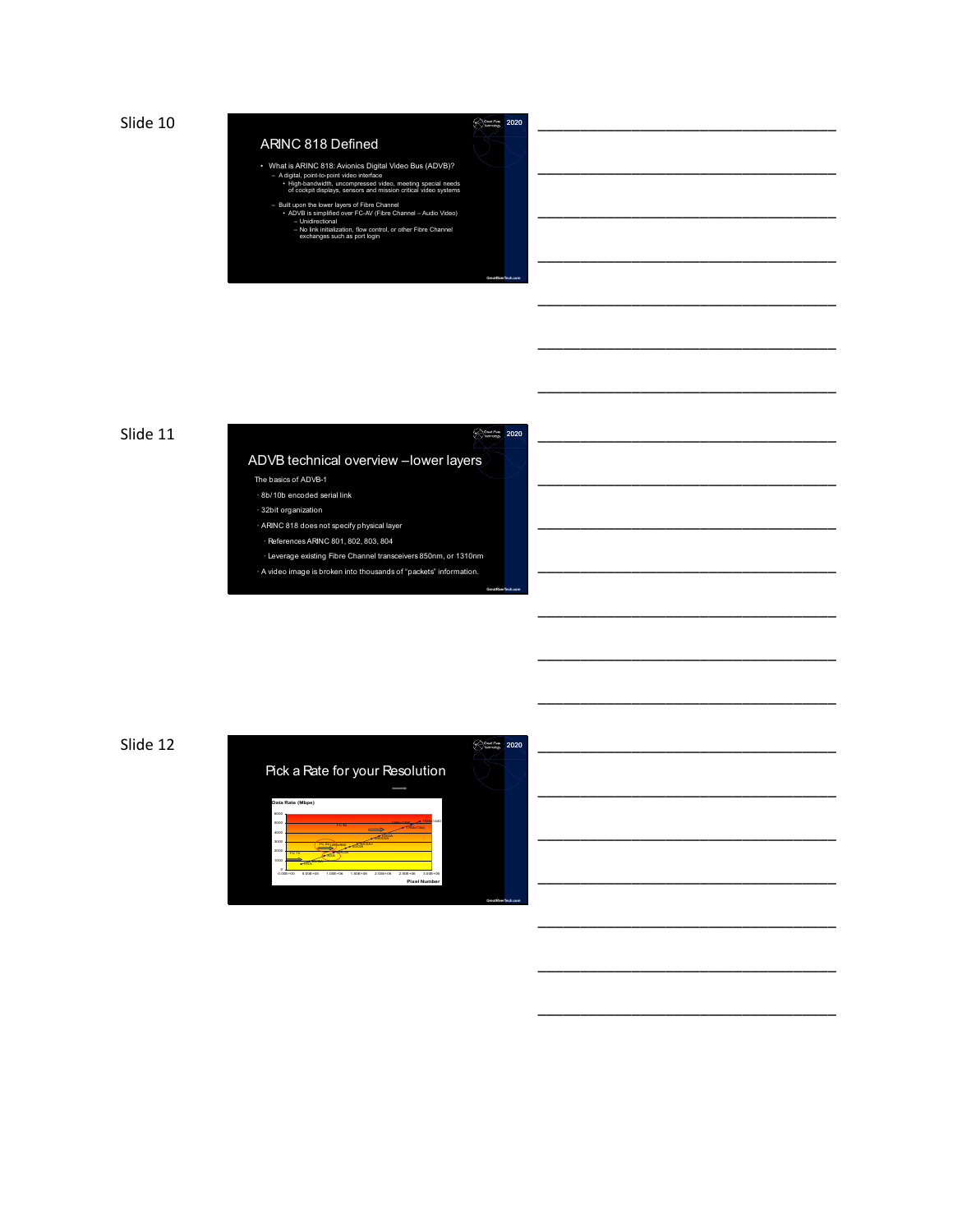Slide 10

## ARINC 818 Defined

- What is ARINC 818: Avionics Digital Video Bus (ADVB)?
  - A digital, point-to-point video interface
    - High-bandwidth, uncompressed video, meeting special needs of cockpit displays, sensors and mission critical video systems
  - Built upon the lower layers of Fibre Channel
    - ADVB is simplified over FC-AV (Fibre Channel – Audio Video)
      - Unidirectional
      - No link initialization, flow control, or other Fibre Channel exchanges such as port login

Slide 11

## ADVB technical overview – lower layers

The basics of ADVB-1

- 8b/10b encoded serial link
- 32bit organization
- ARINC 818 does not specify physical layer
  - References ARINC 801, 802, 803, 804
  - Leverage existing Fibre Channel transceivers 850nm, or 1310nm
- A video image is broken into thousands of "packets" information.

Slide 12

## Pick a Rate for your Resolution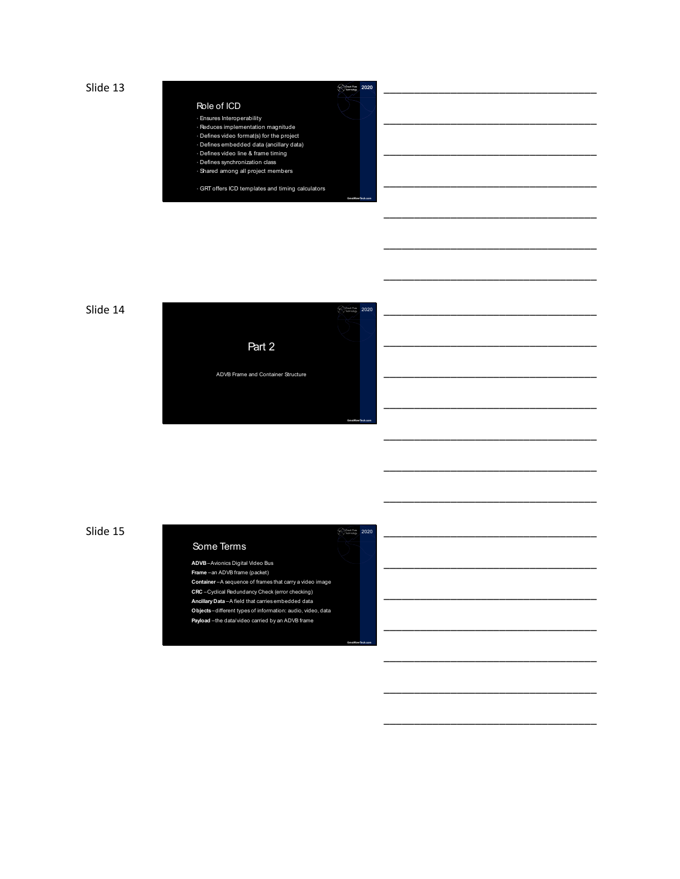Slide 13

## Role of ICD

- Ensures Interoperability
- Reduces implementation magnitude
- Defines video format(s) for the project
- Defines embedded data (ancillary data)
- Defines video line & frame timing
- Defines synchronization class
- Shared among all project members

- GRT offers ICD templates and timing calculators

Slide 14

## Part 2

ADVB Frame and Container Structure

Slide 15

## Some Terms

**ADVB** – Avionics Digital Video Bus
**Frame** – an ADVB frame (packet)
**Container** – A sequence of frames that carry a video image
**CRC** – Cyclical Redundancy Check (error checking)
**Ancillary Data** – A field that carries embedded data
**Objects** – different types of information: audio, video, data
**Payload** – the data/video carried by an ADVB frame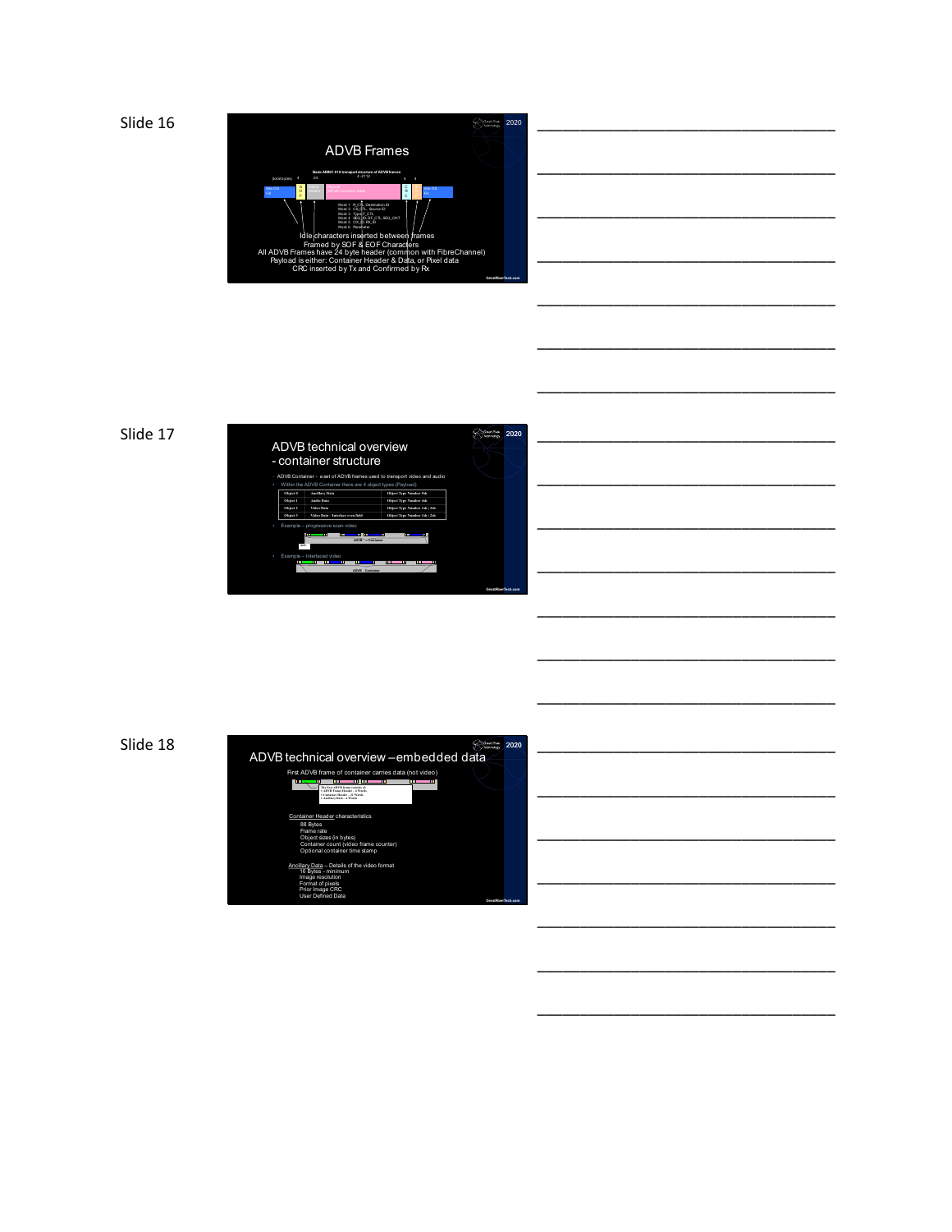Slide 16

# ADVB Frames

Basic ARINC 818 transport structure of ADVB frames

(total bytes) 4 | 24 | 0–2112 | 4 | 4

Idle Ord | S O F | Frame Header | Payload (ADVB Container data) | C R C | E O F | Idle Ord

Word 1 R_CTL Destination ID
Word 2 CS_CTL Source ID
Word 3 Type F_CTL
Word 4 SEQ_ID DF_CTL SEQ_CNT
Word 5 OX_ID RX_ID
Word 6 Parameter

Idle characters inserted between frames
Framed by SOF & EOF Characters
All ADVB Frames have 24 byte header (common with FibreChannel)
Payload is either: Container Header & Data, or Pixel data
CRC inserted by Tx and Confirmed by Rx

Slide 17

# ADVB technical overview - container structure

- ADVB Container - a set of ADVB frames used to transport video and audio
- Within the ADVB Container there are 4 object types (Payload)

| | | |
|---|---|---|
| Object 0 | Ancillary Data | Object Type Number 0xh |
| Object 1 | Audio Data | Object Type Number 4xh |
| Object 2 | Video Data | Object Type Number 1xh \| 2xh |
| Object 3 | Video Data : Interlace even field | Object Type Number 1xh \| 2xh |

- Example – progressive scan video
- Example – Interlaced video

Slide 18

# ADVB technical overview – embedded data

First ADVB frame of container carries data (not video)

Container Header characteristics
- 88 Bytes
- Frame rate
- Object sizes (in bytes)
- Container count (video frame counter)
- Optional container time stamp

Ancillary Data – Details of the video format
- 16 Bytes - minimum
- Image resolution
- Format of pixels
- Prior Image CRC
- User Defined Data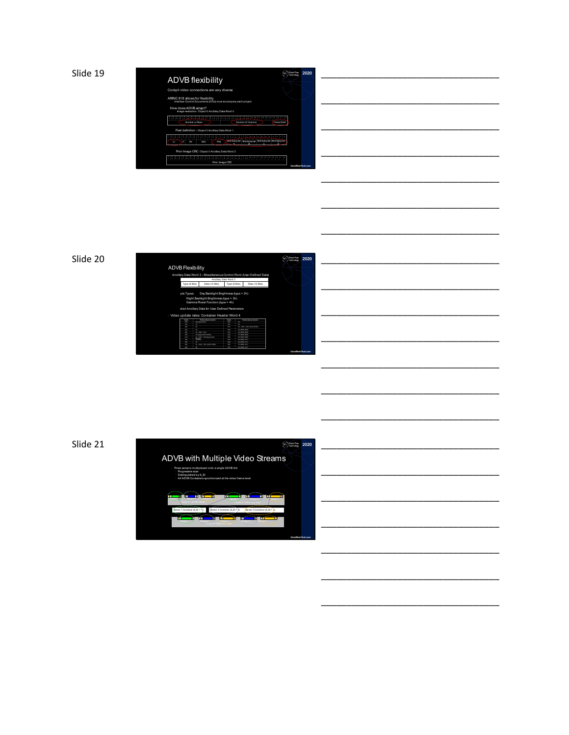Slide 19

## ADVB flexibility

Cockpit video connections are very diverse

ARINC 818 allows for flexibility
Interface Control Documents (ICDs) must accompany each project

How does ADVB adapt?
Image resolution: Object 0 Ancillary Data Word 0

Number of Rows | Number of Columns | Frame/Field

Pixel definition : Object 0 Ancillary Data Word 1

CI | P | PK | PAO | PFN | Bits/Subpixel A | Bits/Subpixel B | Bits/Subpixel C | Bits/Subpixel D

Prior Image CRC: Object 0 Ancillary Data Word 2

Prior Image CRC

Slide 20

## ADVB Flexibility

Ancillary Data Word 3 – Miscellaneous Control Word (User Defined Data)

| Ancillary Data Word 3 | | | |
|---|---|---|---|
| Type (6 Bits) | Data (10 Bits) | Type (6 Bits) | Data (10 Bits) |

ple Types: Day Backlight Brightness (type = 2h)
Night Backlight Brightness (type = 3h)
Gamma Power Function (type = 4h)

ded Ancillary Data for User Defined Parameters

- Video update rates: Container Header Word 4

Slide 21

## ADVB with Multiple Video Streams

- Three sensors multiplexed onto a single ADVB link
  - Progressive scan
  - Distinguished by S_ID
  - All ADVB Containers synchronized at the video frame level

Sensor 1 Container (S_ID = 1) | Sensor 2 Container (S_ID = 2) | Sensor 3 Container (S_ID = 3)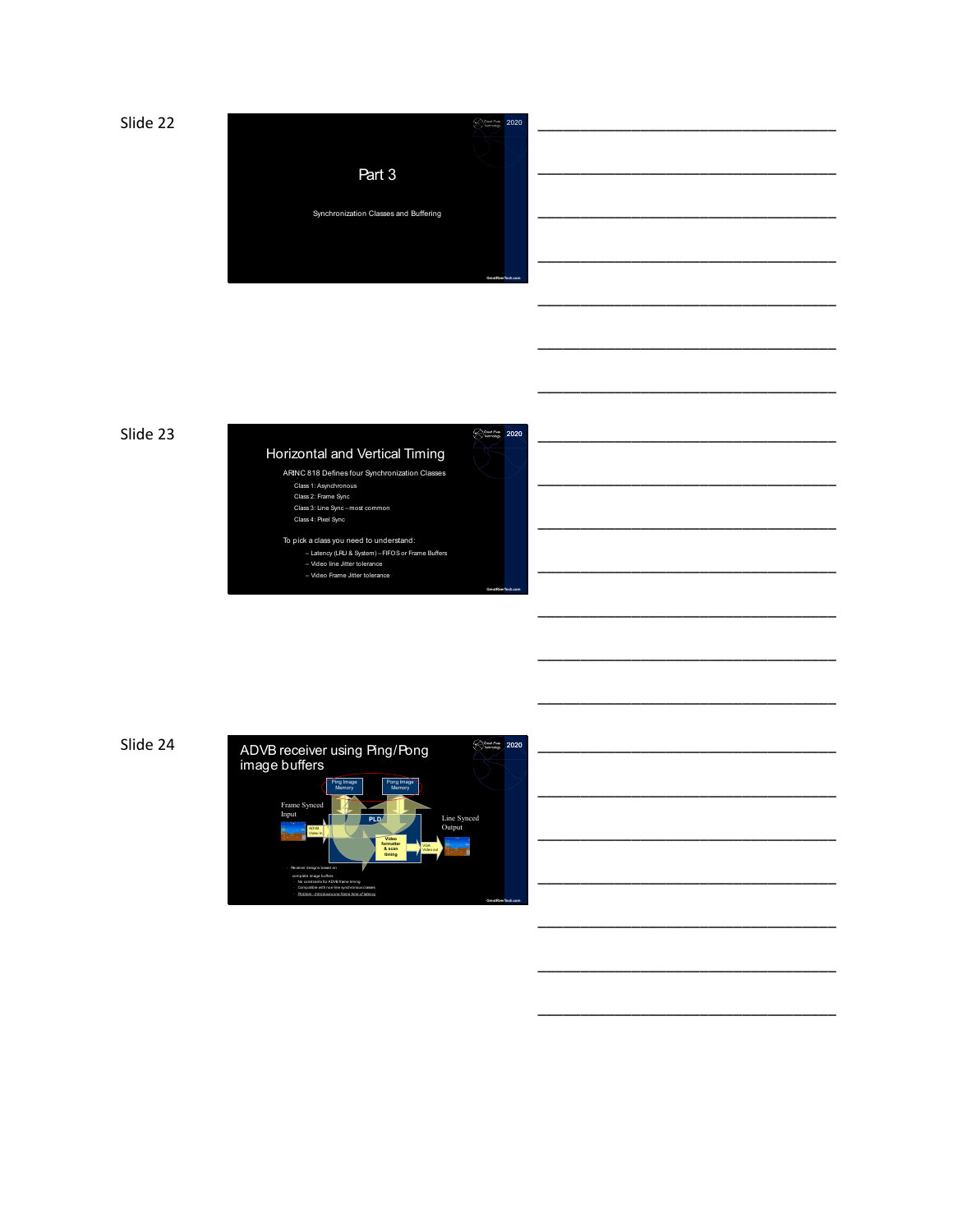Slide 22

# Part 3

Synchronization Classes and Buffering

Slide 23

## Horizontal and Vertical Timing

ARINC 818 Defines four Synchronization Classes

- Class 1: Asynchronous
- Class 2: Frame Sync
- Class 3: Line Sync – most common
- Class 4: Pixel Sync

To pick a class you need to understand:

- Latency (LRU & System) – FIFOS or Frame Buffers
- Video line Jitter tolerance
- Video Frame Jitter tolerance

Slide 24

## ADVB receiver using Ping/Pong image buffers

Ping Image Memory

Pong Image Memory

Frame Synced Input

ADVB Video In

PLD

Video formatter & scan timing

VGA Video out

Line Synced Output

- Receiver designs based on complete image buffers
  - No constraints for ADVB frame timing
  - Compatible with non-line synchronous classes
  - Problem – introduces one frame time of latency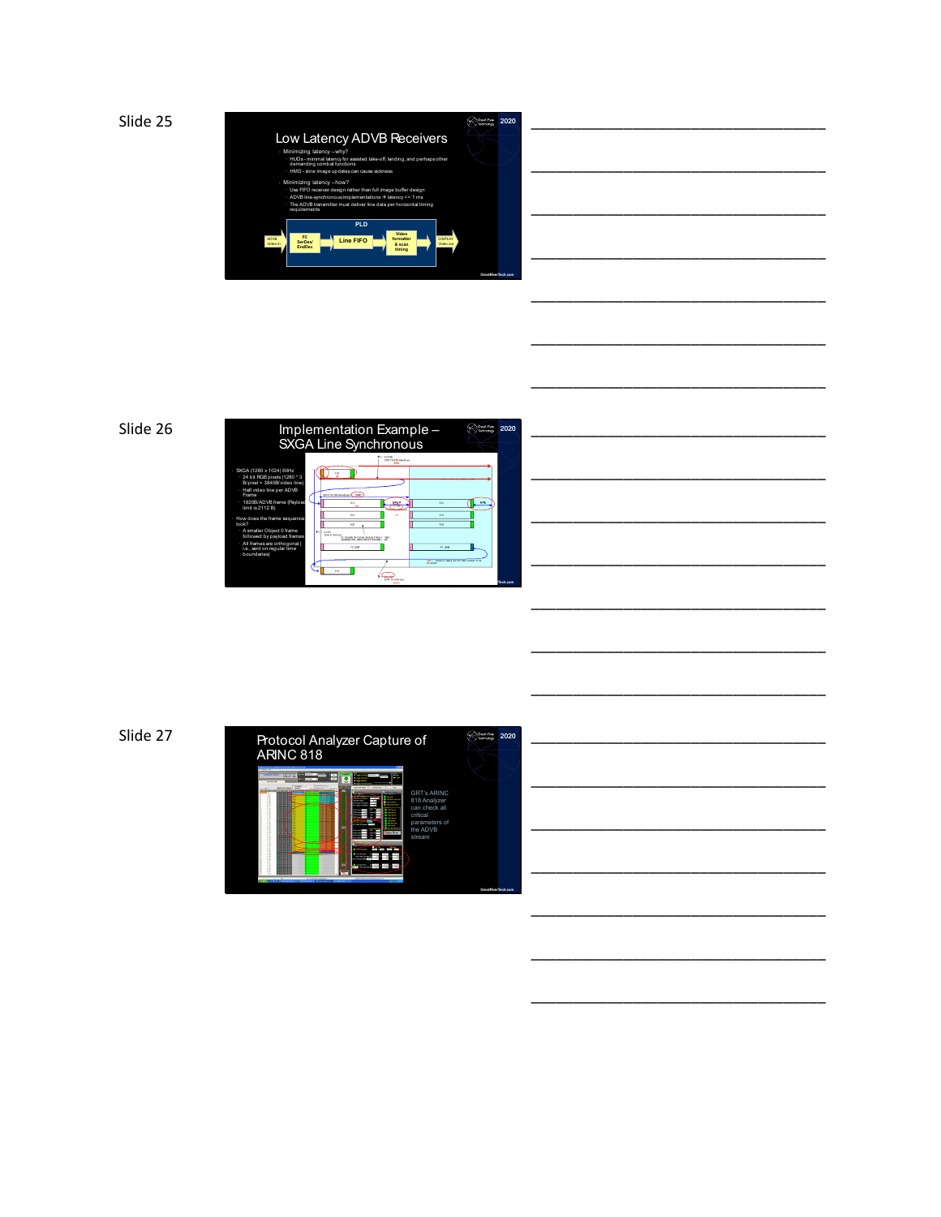Slide 25

## Low Latency ADVB Receivers

- Minimizing latency – why?
  - HUDs - minimal latency for assisted take-off, landing, and perhaps other demanding combat functions
  - HMD - slow image updates can cause sickness
- Minimizing latency – how?
  - Use FIFO receiver design rather than full image buffer design
  - ADVB line-synchronous implementations → latency << 1 ms
  - The ADVB transmitter must deliver line data per horizontal timing requirements

ADVB Video In → PLD [ FC SerDes/ EnDec → Line FIFO → Video formatter & scan timing ] → DISPLAY Video out

Slide 26

## Implementation Example – SXGA Line Synchronous

- SXGA (1280 x 1024) 60Hz
  - 24 bit RGB pixels (1280 * 3 B/pixel = 3840B/video line)
  - Half video line per ADVB Frame
  - 1920B/ADVB frame (Payload limit is 2112 B)
- How does the frame sequence look?
  - A smaller Object 0 frame followed by payload frames
  - All frames are orthogonal ( i.e., sent on regular time boundaries)

Slide 27

## Protocol Analyzer Capture of ARINC 818

GRT's ARINC 818 Analyzer can check all critical parameters of the ADVB stream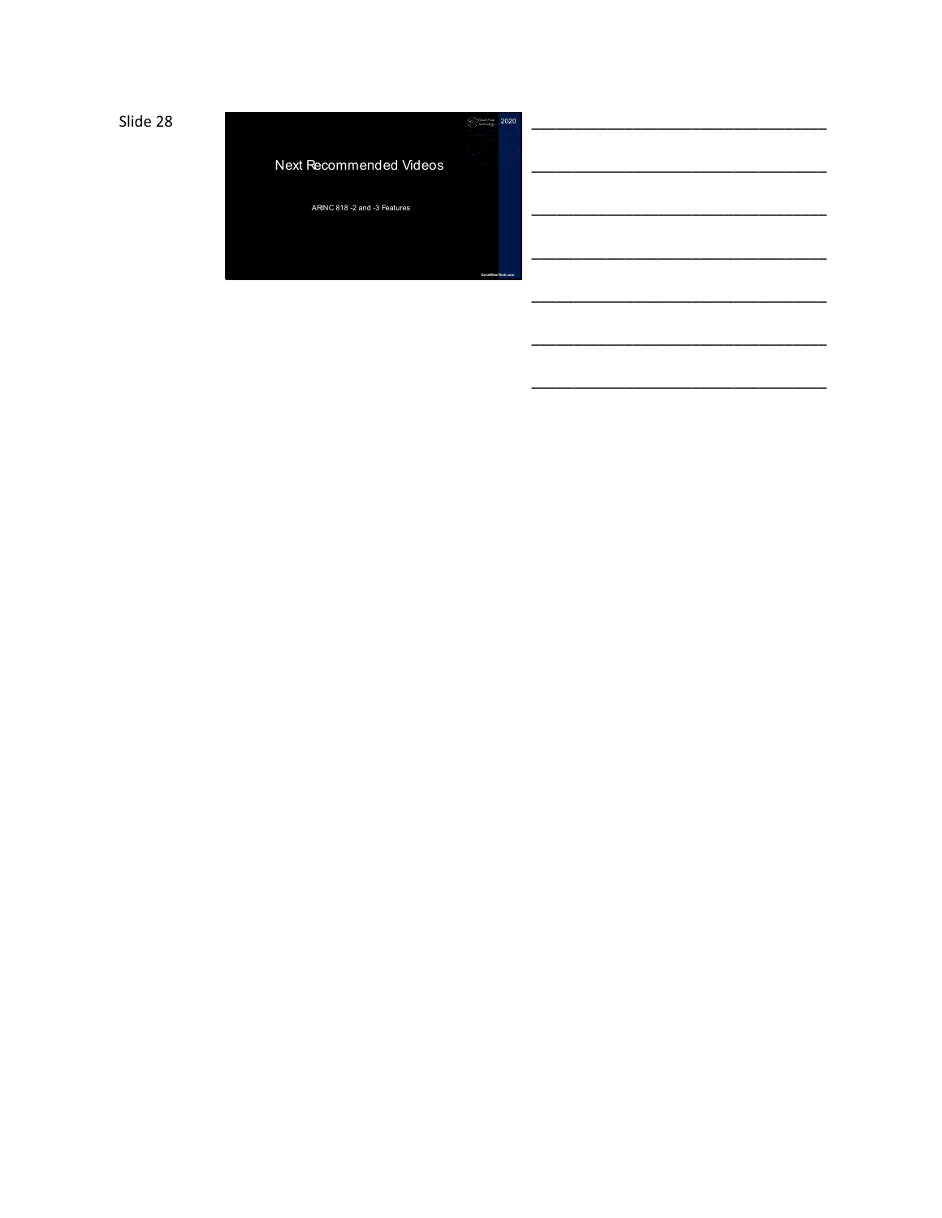Slide 28

Next Recommended Videos

ARINC 818 -2 and -3 Features

___________________________________

___________________________________

___________________________________

___________________________________

___________________________________

___________________________________

___________________________________